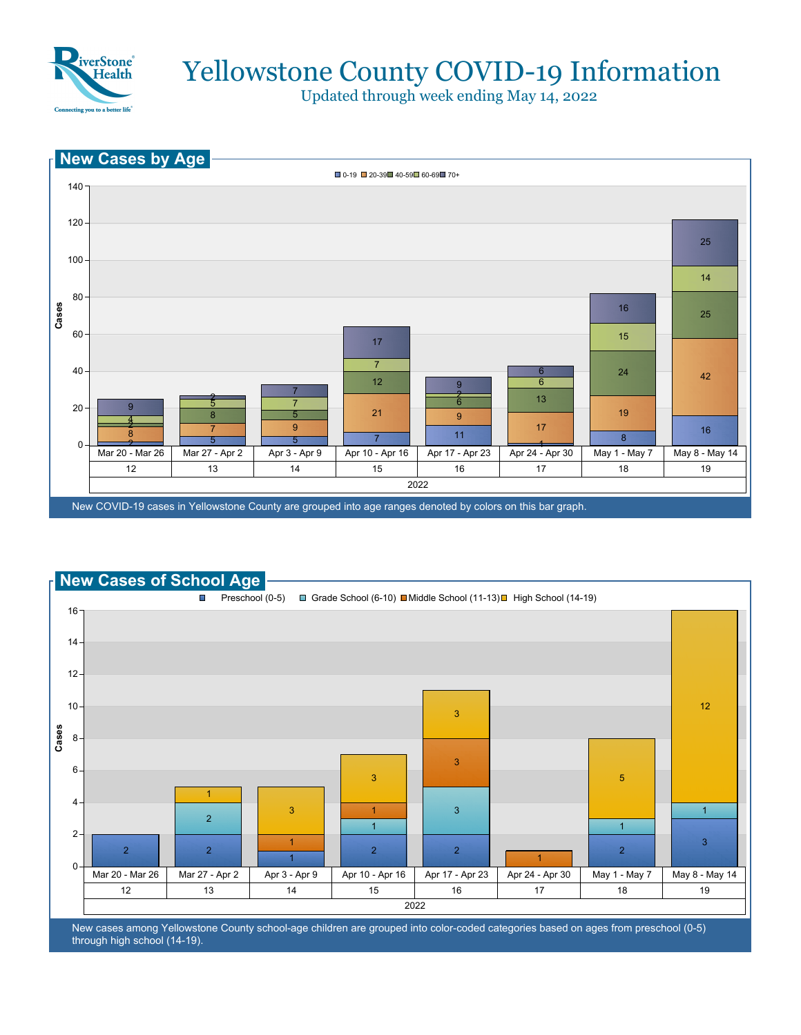# Yellowstone County COVID-19 Information

Updated through week ending May 14, 2022

## New Cases by Age

| Week (2022) | Week # | 0-19 | 20-39 | 40-59 | 60-69 | 70+ |
|---|---|---|---|---|---|---|
| Mar 20 - Mar 26 | 12 | 2 | 8 | 2 | 4 | 9 |
| Mar 27 - Apr 2 | 13 | 5 | 7 | 8 | 5 | 2 |
| Apr 3 - Apr 9 | 14 | 5 | 9 | 5 | 7 | 7 |
| Apr 10 - Apr 16 | 15 | 7 | 21 | 12 | 7 | 17 |
| Apr 17 - Apr 23 | 16 | 11 | 9 | 6 | 2 | 9 |
| Apr 24 - Apr 30 | 17 | 1 | 17 | 13 | 6 | 6 |
| May 1 - May 7 | 18 | 8 | 19 | 24 | 15 | 16 |
| May 8 - May 14 | 19 | 16 | 42 | 25 | 14 | 25 |

New COVID-19 cases in Yellowstone County are grouped into age ranges denoted by colors on this bar graph.

## New Cases of School Age

| Week (2022) | Week # | Preschool (0-5) | Grade School (6-10) | Middle School (11-13) | High School (14-19) |
|---|---|---|---|---|---|
| Mar 20 - Mar 26 | 12 | 2 | | | |
| Mar 27 - Apr 2 | 13 | 2 | 2 | | 1 |
| Apr 3 - Apr 9 | 14 | 1 | | 1 | 3 |
| Apr 10 - Apr 16 | 15 | 2 | 1 | 1 | 3 |
| Apr 17 - Apr 23 | 16 | 2 | 3 | 3 | 3 |
| Apr 24 - Apr 30 | 17 | | | 1 | |
| May 1 - May 7 | 18 | 2 | 1 | | 5 |
| May 8 - May 14 | 19 | 3 | 1 | | 12 |

New cases among Yellowstone County school-age children are grouped into color-coded categories based on ages from preschool (0-5) through high school (14-19).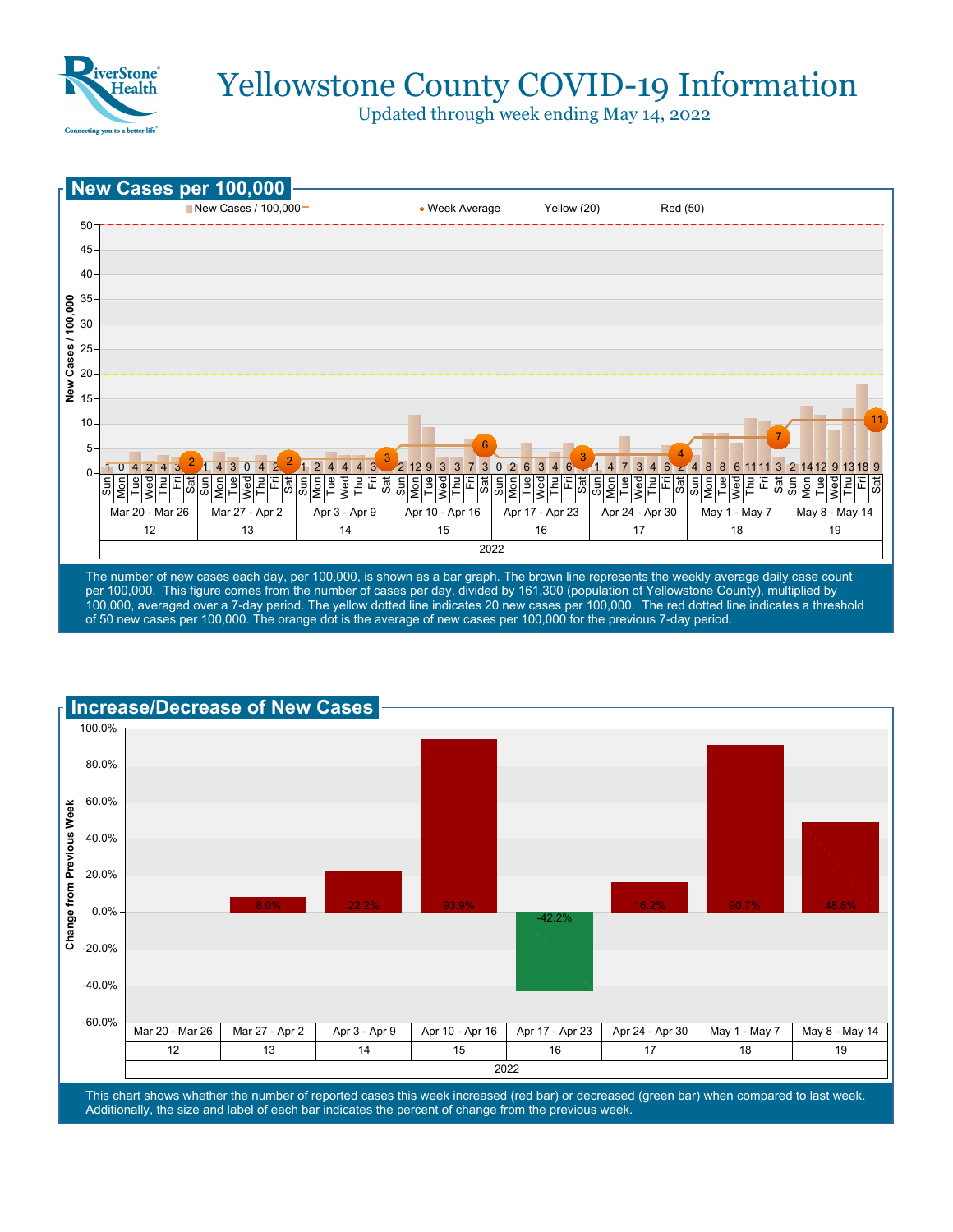# Yellowstone County COVID-19 Information

Updated through week ending May 14, 2022

## New Cases per 100,000

New Cases / 100,000 | Week Average | Yellow (20) | Red (50)

| Week | Week # | Sun | Mon | Tue | Wed | Thu | Fri | Sat | Week Average |
|---|---|---|---|---|---|---|---|---|---|
| Mar 20 - Mar 26 | 12 | 1 | 0 | 4 | 2 | 4 | 3 | | 2 |
| Mar 27 - Apr 2 | 13 | 1 | 4 | 3 | 0 | 4 | 2 | | 2 |
| Apr 3 - Apr 9 | 14 | 1 | 2 | 4 | 4 | 4 | 3 | | 3 |
| Apr 10 - Apr 16 | 15 | 2 | 12 | 9 | 3 | 3 | 7 | 3 | 6 |
| Apr 17 - Apr 23 | 16 | 0 | 2 | 6 | 3 | 4 | 6 | | 3 |
| Apr 24 - Apr 30 | 17 | 1 | 4 | 7 | 3 | 4 | 6 | 2 | 4 |
| May 1 - May 7 | 18 | 4 | 8 | 8 | 6 | 11 | 11 | 3 | 7 |
| May 8 - May 14 | 19 | 2 | 14 | 12 | 9 | 13 | 18 | 9 | 11 |

2022

The number of new cases each day, per 100,000, is shown as a bar graph. The brown line represents the weekly average daily case count per 100,000. This figure comes from the number of cases per day, divided by 161,300 (population of Yellowstone County), multiplied by 100,000, averaged over a 7-day period. The yellow dotted line indicates 20 new cases per 100,000. The red dotted line indicates a threshold of 50 new cases per 100,000. The orange dot is the average of new cases per 100,000 for the previous 7-day period.

## Increase/Decrease of New Cases

| Week | Week # | Change from Previous Week |
|---|---|---|
| Mar 20 - Mar 26 | 12 | |
| Mar 27 - Apr 2 | 13 | 8.0% |
| Apr 3 - Apr 9 | 14 | 22.2% |
| Apr 10 - Apr 16 | 15 | 93.9% |
| Apr 17 - Apr 23 | 16 | -42.2% |
| Apr 24 - Apr 30 | 17 | 16.2% |
| May 1 - May 7 | 18 | 90.7% |
| May 8 - May 14 | 19 | 48.8% |

2022

This chart shows whether the number of reported cases this week increased (red bar) or decreased (green bar) when compared to last week. Additionally, the size and label of each bar indicates the percent of change from the previous week.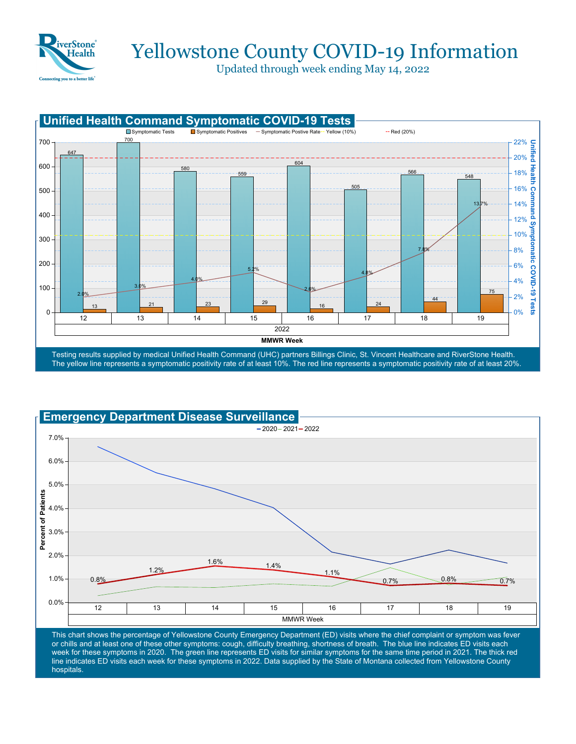# Yellowstone County COVID-19 Information

Updated through week ending May 14, 2022

## Unified Health Command Symptomatic COVID-19 Tests

| MMWR Week (2022) | 12 | 13 | 14 | 15 | 16 | 17 | 18 | 19 |
|---|---|---|---|---|---|---|---|---|
| Symptomatic Tests | 647 | 700 | 580 | 559 | 604 | 505 | 566 | 548 |
| Symptomatic Positives | 13 | 21 | 23 | 29 | 16 | 24 | 44 | 75 |
| Symptomatic Postive Rate | 2.0% | 3.0% | 4.0% | 5.2% | 2.6% | 4.8% | 7.8% | 13.7% |

Testing results supplied by medical Unified Health Command (UHC) partners Billings Clinic, St. Vincent Healthcare and RiverStone Health. The yellow line represents a symptomatic positivity rate of at least 10%. The red line represents a symptomatic positivity rate of at least 20%.

## Emergency Department Disease Surveillance

| MMWR Week | 12 | 13 | 14 | 15 | 16 | 17 | 18 | 19 |
|---|---|---|---|---|---|---|---|---|
| 2022 | 0.8% | 1.2% | 1.6% | 1.4% | 1.1% | 0.7% | 0.8% | 0.7% |

This chart shows the percentage of Yellowstone County Emergency Department (ED) visits where the chief complaint or symptom was fever or chills and at least one of these other symptoms: cough, difficulty breathing, shortness of breath. The blue line indicates ED visits each week for these symptoms in 2020. The green line represents ED visits for similar symptoms for the same time period in 2021. The thick red line indicates ED visits each week for these symptoms in 2022. Data supplied by the State of Montana collected from Yellowstone County hospitals.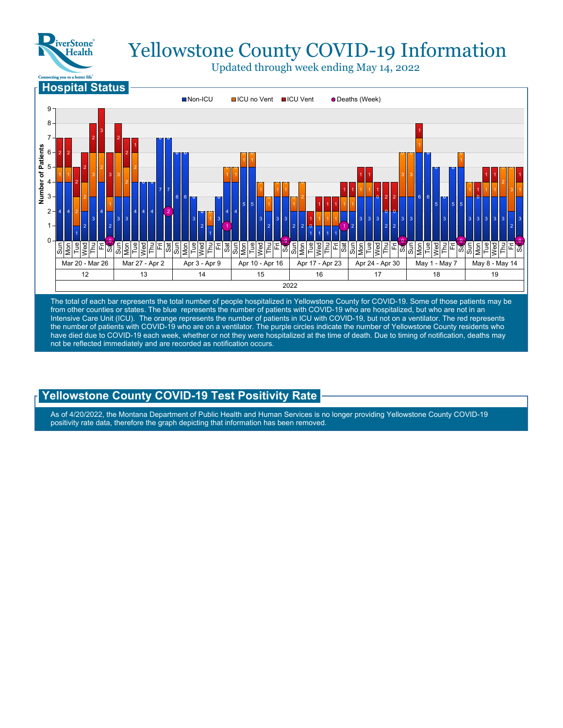RiverStone Health

Connecting you to a better life

# Yellowstone County COVID-19 Information

Updated through week ending May 14, 2022

## Hospital Status

Non-ICU
ICU no Vent
ICU Vent
Deaths (Week)

Number of Patients

0
1
2
3
4
5
6
7
8
9

Mar 20 - Mar 26
Mar 27 - Apr 2
Apr 3 - Apr 9
Apr 10 - Apr 16
Apr 17 - Apr 23
Apr 24 - Apr 30
May 1 - May 7
May 8 - May 14

12
13
14
15
16
17
18
19

2022

The total of each bar represents the total number of people hospitalized in Yellowstone County for COVID-19. Some of those patients may be from other counties or states. The blue represents the number of patients with COVID-19 who are hospitalized, but who are not in an Intensive Care Unit (ICU). The orange represents the number of patients in ICU with COVID-19, but not on a ventilator. The red represents the number of patients with COVID-19 who are on a ventilator. The purple circles indicate the number of Yellowstone County residents who have died due to COVID-19 each week, whether or not they were hospitalized at the time of death. Due to timing of notification, deaths may not be reflected immediately and are recorded as notification occurs.

## Yellowstone County COVID-19 Test Positivity Rate

As of 4/20/2022, the Montana Department of Public Health and Human Services is no longer providing Yellowstone County COVID-19 positivity rate data, therefore the graph depicting that information has been removed.